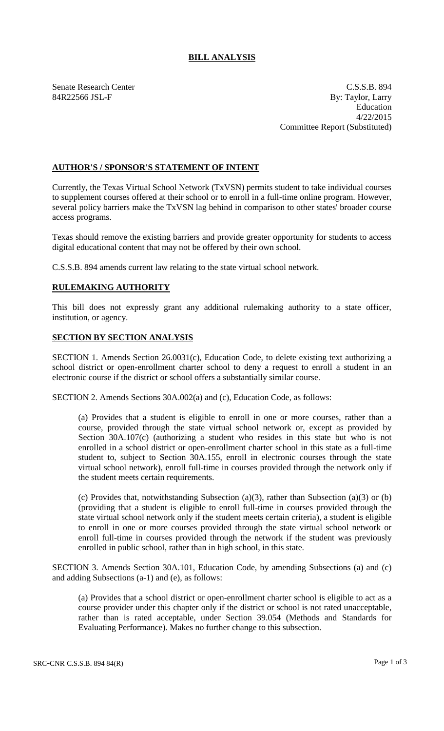# BILL ANALYSIS

Senate Research Center
84R22566 JSL-F

C.S.S.B. 894
By: Taylor, Larry
Education
4/22/2015
Committee Report (Substituted)

## AUTHOR'S / SPONSOR'S STATEMENT OF INTENT

Currently, the Texas Virtual School Network (TxVSN) permits student to take individual courses to supplement courses offered at their school or to enroll in a full-time online program. However, several policy barriers make the TxVSN lag behind in comparison to other states' broader course access programs.

Texas should remove the existing barriers and provide greater opportunity for students to access digital educational content that may not be offered by their own school.

C.S.S.B. 894 amends current law relating to the state virtual school network.

## RULEMAKING AUTHORITY

This bill does not expressly grant any additional rulemaking authority to a state officer, institution, or agency.

## SECTION BY SECTION ANALYSIS

SECTION 1. Amends Section 26.0031(c), Education Code, to delete existing text authorizing a school district or open-enrollment charter school to deny a request to enroll a student in an electronic course if the district or school offers a substantially similar course.

SECTION 2. Amends Sections 30A.002(a) and (c), Education Code, as follows:

(a) Provides that a student is eligible to enroll in one or more courses, rather than a course, provided through the state virtual school network or, except as provided by Section 30A.107(c) (authorizing a student who resides in this state but who is not enrolled in a school district or open-enrollment charter school in this state as a full-time student to, subject to Section 30A.155, enroll in electronic courses through the state virtual school network), enroll full-time in courses provided through the network only if the student meets certain requirements.

(c) Provides that, notwithstanding Subsection (a)(3), rather than Subsection (a)(3) or (b) (providing that a student is eligible to enroll full-time in courses provided through the state virtual school network only if the student meets certain criteria), a student is eligible to enroll in one or more courses provided through the state virtual school network or enroll full-time in courses provided through the network if the student was previously enrolled in public school, rather than in high school, in this state.

SECTION 3. Amends Section 30A.101, Education Code, by amending Subsections (a) and (c) and adding Subsections (a-1) and (e), as follows:

(a) Provides that a school district or open-enrollment charter school is eligible to act as a course provider under this chapter only if the district or school is not rated unacceptable, rather than is rated acceptable, under Section 39.054 (Methods and Standards for Evaluating Performance). Makes no further change to this subsection.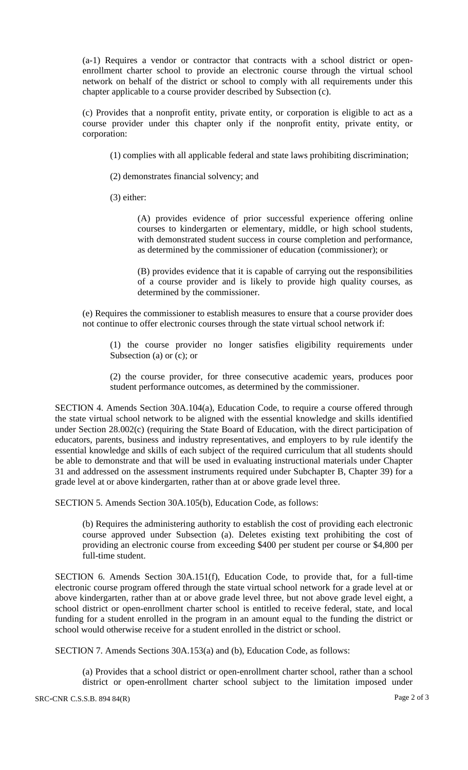(a-1) Requires a vendor or contractor that contracts with a school district or open-enrollment charter school to provide an electronic course through the virtual school network on behalf of the district or school to comply with all requirements under this chapter applicable to a course provider described by Subsection (c).

(c) Provides that a nonprofit entity, private entity, or corporation is eligible to act as a course provider under this chapter only if the nonprofit entity, private entity, or corporation:

(1) complies with all applicable federal and state laws prohibiting discrimination;

(2) demonstrates financial solvency; and

(3) either:

(A) provides evidence of prior successful experience offering online courses to kindergarten or elementary, middle, or high school students, with demonstrated student success in course completion and performance, as determined by the commissioner of education (commissioner); or

(B) provides evidence that it is capable of carrying out the responsibilities of a course provider and is likely to provide high quality courses, as determined by the commissioner.

(e) Requires the commissioner to establish measures to ensure that a course provider does not continue to offer electronic courses through the state virtual school network if:

(1) the course provider no longer satisfies eligibility requirements under Subsection (a) or (c); or

(2) the course provider, for three consecutive academic years, produces poor student performance outcomes, as determined by the commissioner.

SECTION 4. Amends Section 30A.104(a), Education Code, to require a course offered through the state virtual school network to be aligned with the essential knowledge and skills identified under Section 28.002(c) (requiring the State Board of Education, with the direct participation of educators, parents, business and industry representatives, and employers to by rule identify the essential knowledge and skills of each subject of the required curriculum that all students should be able to demonstrate and that will be used in evaluating instructional materials under Chapter 31 and addressed on the assessment instruments required under Subchapter B, Chapter 39) for a grade level at or above kindergarten, rather than at or above grade level three.

SECTION 5. Amends Section 30A.105(b), Education Code, as follows:

(b) Requires the administering authority to establish the cost of providing each electronic course approved under Subsection (a). Deletes existing text prohibiting the cost of providing an electronic course from exceeding $400 per student per course or $4,800 per full-time student.

SECTION 6. Amends Section 30A.151(f), Education Code, to provide that, for a full-time electronic course program offered through the state virtual school network for a grade level at or above kindergarten, rather than at or above grade level three, but not above grade level eight, a school district or open-enrollment charter school is entitled to receive federal, state, and local funding for a student enrolled in the program in an amount equal to the funding the district or school would otherwise receive for a student enrolled in the district or school.

SECTION 7. Amends Sections 30A.153(a) and (b), Education Code, as follows:

(a) Provides that a school district or open-enrollment charter school, rather than a school district or open-enrollment charter school subject to the limitation imposed under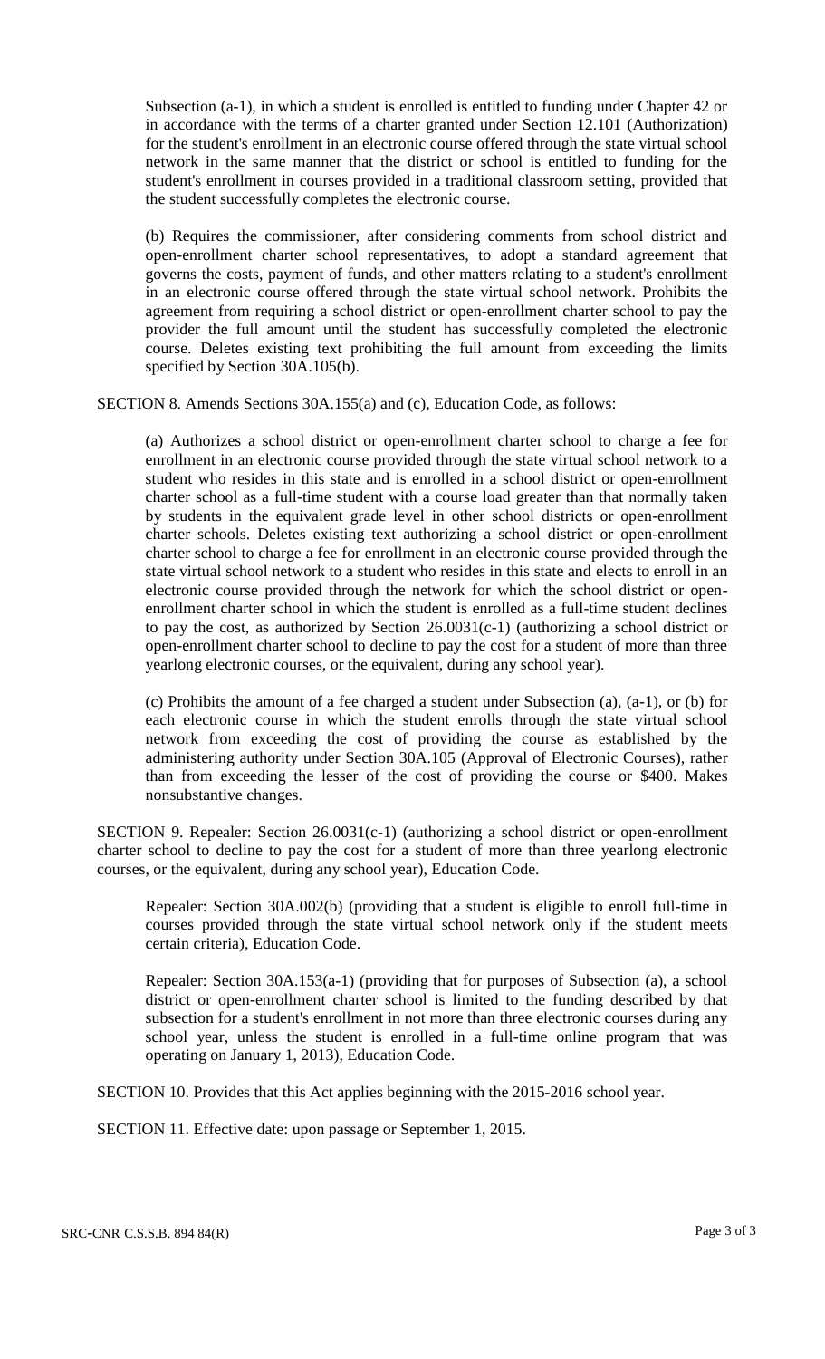Subsection (a-1), in which a student is enrolled is entitled to funding under Chapter 42 or in accordance with the terms of a charter granted under Section 12.101 (Authorization) for the student's enrollment in an electronic course offered through the state virtual school network in the same manner that the district or school is entitled to funding for the student's enrollment in courses provided in a traditional classroom setting, provided that the student successfully completes the electronic course.

(b) Requires the commissioner, after considering comments from school district and open-enrollment charter school representatives, to adopt a standard agreement that governs the costs, payment of funds, and other matters relating to a student's enrollment in an electronic course offered through the state virtual school network. Prohibits the agreement from requiring a school district or open-enrollment charter school to pay the provider the full amount until the student has successfully completed the electronic course. Deletes existing text prohibiting the full amount from exceeding the limits specified by Section 30A.105(b).

SECTION 8. Amends Sections 30A.155(a) and (c), Education Code, as follows:

(a) Authorizes a school district or open-enrollment charter school to charge a fee for enrollment in an electronic course provided through the state virtual school network to a student who resides in this state and is enrolled in a school district or open-enrollment charter school as a full-time student with a course load greater than that normally taken by students in the equivalent grade level in other school districts or open-enrollment charter schools. Deletes existing text authorizing a school district or open-enrollment charter school to charge a fee for enrollment in an electronic course provided through the state virtual school network to a student who resides in this state and elects to enroll in an electronic course provided through the network for which the school district or open-enrollment charter school in which the student is enrolled as a full-time student declines to pay the cost, as authorized by Section 26.0031(c-1) (authorizing a school district or open-enrollment charter school to decline to pay the cost for a student of more than three yearlong electronic courses, or the equivalent, during any school year).

(c) Prohibits the amount of a fee charged a student under Subsection (a), (a-1), or (b) for each electronic course in which the student enrolls through the state virtual school network from exceeding the cost of providing the course as established by the administering authority under Section 30A.105 (Approval of Electronic Courses), rather than from exceeding the lesser of the cost of providing the course or $400. Makes nonsubstantive changes.

SECTION 9. Repealer: Section 26.0031(c-1) (authorizing a school district or open-enrollment charter school to decline to pay the cost for a student of more than three yearlong electronic courses, or the equivalent, during any school year), Education Code.

Repealer: Section 30A.002(b) (providing that a student is eligible to enroll full-time in courses provided through the state virtual school network only if the student meets certain criteria), Education Code.

Repealer: Section 30A.153(a-1) (providing that for purposes of Subsection (a), a school district or open-enrollment charter school is limited to the funding described by that subsection for a student's enrollment in not more than three electronic courses during any school year, unless the student is enrolled in a full-time online program that was operating on January 1, 2013), Education Code.

SECTION 10. Provides that this Act applies beginning with the 2015-2016 school year.

SECTION 11. Effective date: upon passage or September 1, 2015.